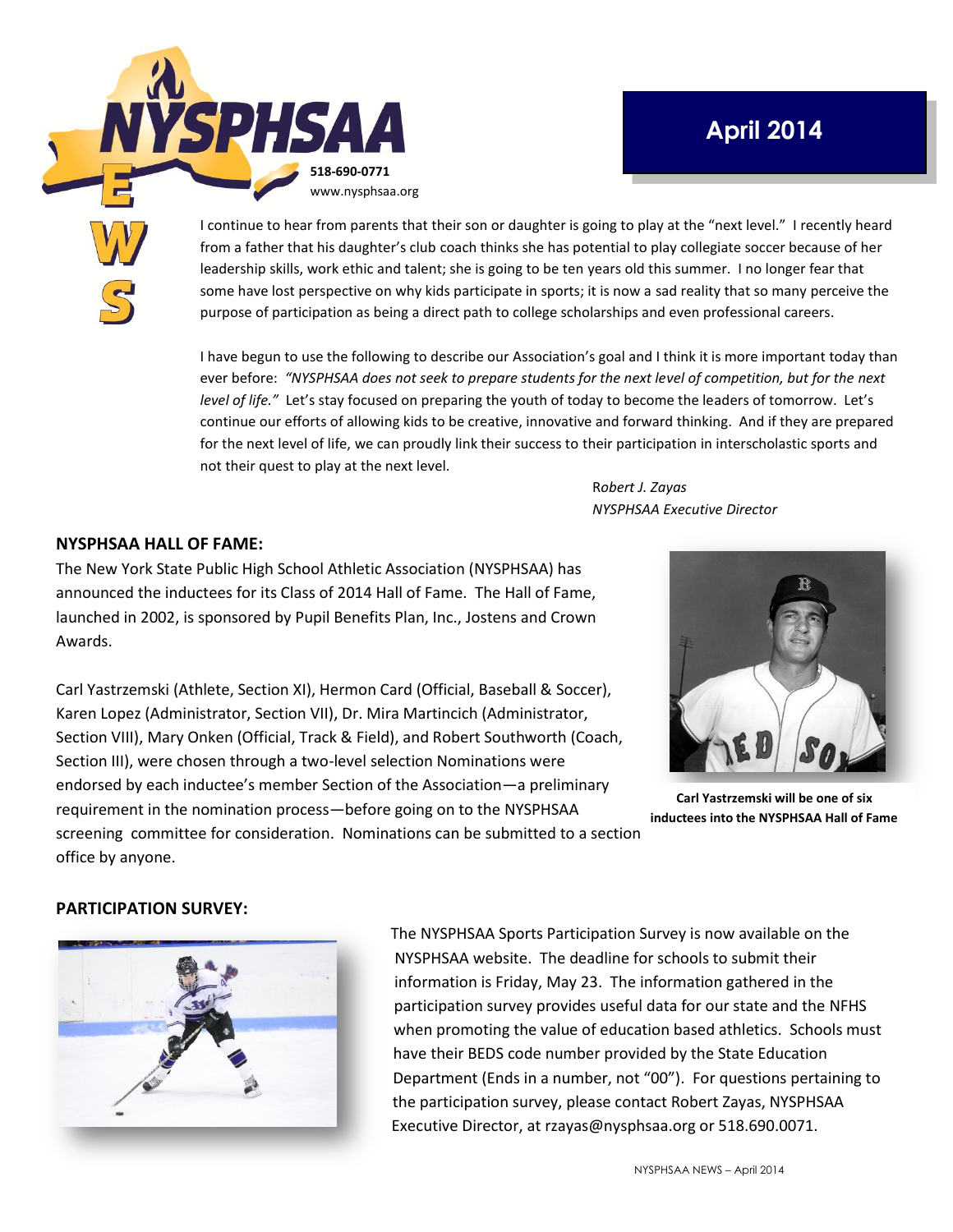# NYSPHSAA NEWS

518-690-0771
www.nysphsaa.org

**April 2014**

I continue to hear from parents that their son or daughter is going to play at the "next level." I recently heard from a father that his daughter's club coach thinks she has potential to play collegiate soccer because of her leadership skills, work ethic and talent; she is going to be ten years old this summer. I no longer fear that some have lost perspective on why kids participate in sports; it is now a sad reality that so many perceive the purpose of participation as being a direct path to college scholarships and even professional careers.

I have begun to use the following to describe our Association's goal and I think it is more important today than ever before: *"NYSPHSAA does not seek to prepare students for the next level of competition, but for the next level of life."* Let's stay focused on preparing the youth of today to become the leaders of tomorrow. Let's continue our efforts of allowing kids to be creative, innovative and forward thinking. And if they are prepared for the next level of life, we can proudly link their success to their participation in interscholastic sports and not their quest to play at the next level.

*Robert J. Zayas*
*NYSPHSAA Executive Director*

## NYSPHSAA HALL OF FAME:

The New York State Public High School Athletic Association (NYSPHSAA) has announced the inductees for its Class of 2014 Hall of Fame. The Hall of Fame, launched in 2002, is sponsored by Pupil Benefits Plan, Inc., Jostens and Crown Awards.

Carl Yastrzemski (Athlete, Section XI), Hermon Card (Official, Baseball & Soccer), Karen Lopez (Administrator, Section VII), Dr. Mira Martincich (Administrator, Section VIII), Mary Onken (Official, Track & Field), and Robert Southworth (Coach, Section III), were chosen through a two-level selection Nominations were endorsed by each inductee's member Section of the Association—a preliminary requirement in the nomination process—before going on to the NYSPHSAA screening committee for consideration. Nominations can be submitted to a section office by anyone.

**Carl Yastrzemski will be one of six inductees into the NYSPHSAA Hall of Fame**

## PARTICIPATION SURVEY:

The NYSPHSAA Sports Participation Survey is now available on the NYSPHSAA website. The deadline for schools to submit their information is Friday, May 23. The information gathered in the participation survey provides useful data for our state and the NFHS when promoting the value of education based athletics. Schools must have their BEDS code number provided by the State Education Department (Ends in a number, not "00"). For questions pertaining to the participation survey, please contact Robert Zayas, NYSPHSAA Executive Director, at rzayas@nysphsaa.org or 518.690.0071.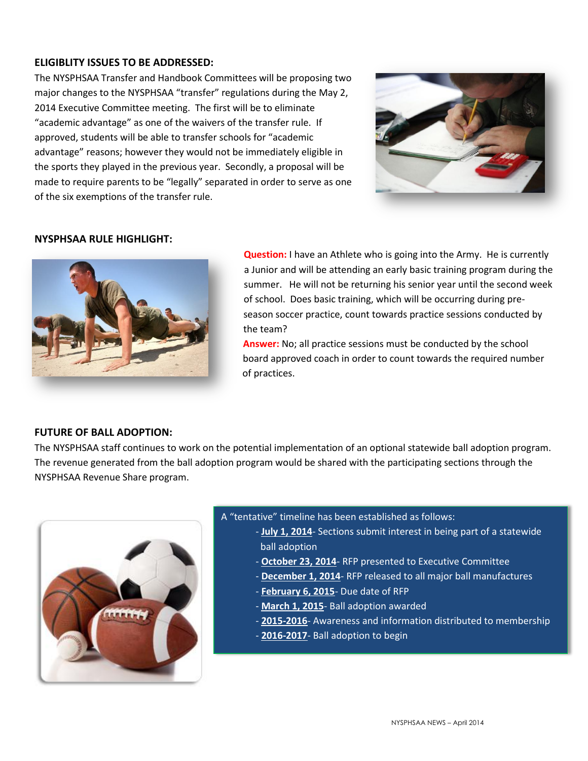## ELIGIBLITY ISSUES TO BE ADDRESSED:

The NYSPHSAA Transfer and Handbook Committees will be proposing two major changes to the NYSPHSAA "transfer" regulations during the May 2, 2014 Executive Committee meeting. The first will be to eliminate "academic advantage" as one of the waivers of the transfer rule. If approved, students will be able to transfer schools for "academic advantage" reasons; however they would not be immediately eligible in the sports they played in the previous year. Secondly, a proposal will be made to require parents to be "legally" separated in order to serve as one of the six exemptions of the transfer rule.

## NYSPHSAA RULE HIGHLIGHT:

**Question:** I have an Athlete who is going into the Army. He is currently a Junior and will be attending an early basic training program during the summer. He will not be returning his senior year until the second week of school. Does basic training, which will be occurring during pre-season soccer practice, count towards practice sessions conducted by the team?

**Answer:** No; all practice sessions must be conducted by the school board approved coach in order to count towards the required number of practices.

## FUTURE OF BALL ADOPTION:

The NYSPHSAA staff continues to work on the potential implementation of an optional statewide ball adoption program. The revenue generated from the ball adoption program would be shared with the participating sections through the NYSPHSAA Revenue Share program.

A "tentative" timeline has been established as follows:

- **July 1, 2014**- Sections submit interest in being part of a statewide ball adoption
- **October 23, 2014**- RFP presented to Executive Committee
- **December 1, 2014**- RFP released to all major ball manufactures
- **February 6, 2015**- Due date of RFP
- **March 1, 2015**- Ball adoption awarded
- **2015-2016**- Awareness and information distributed to membership
- **2016-2017**- Ball adoption to begin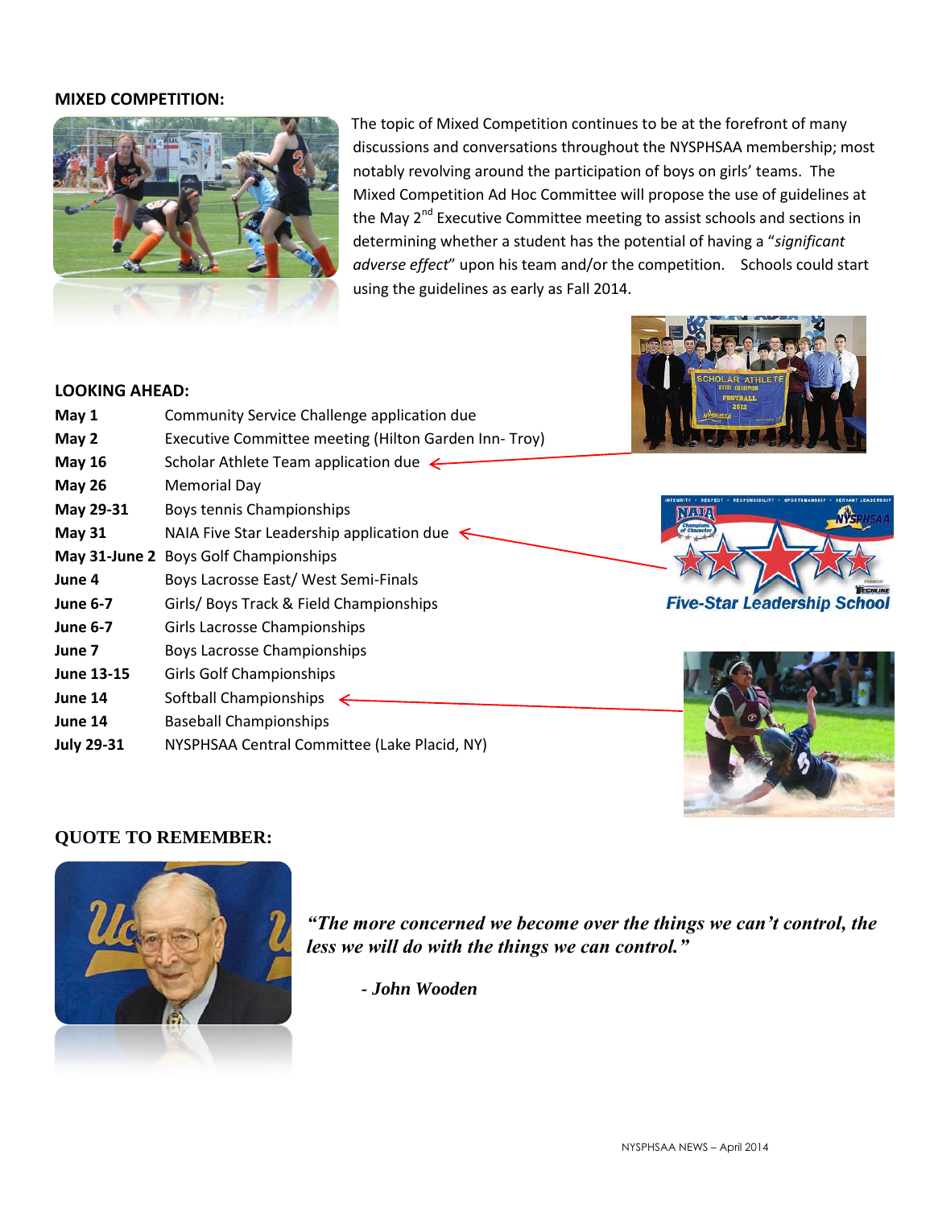## MIXED COMPETITION:

The topic of Mixed Competition continues to be at the forefront of many discussions and conversations throughout the NYSPHSAA membership; most notably revolving around the participation of boys on girls' teams. The Mixed Competition Ad Hoc Committee will propose the use of guidelines at the May 2nd Executive Committee meeting to assist schools and sections in determining whether a student has the potential of having a "*significant adverse effect*" upon his team and/or the competition. Schools could start using the guidelines as early as Fall 2014.

## LOOKING AHEAD:

| | |
|---|---|
| **May 1** | Community Service Challenge application due |
| **May 2** | Executive Committee meeting (Hilton Garden Inn- Troy) |
| **May 16** | Scholar Athlete Team application due |
| **May 26** | Memorial Day |
| **May 29-31** | Boys tennis Championships |
| **May 31** | NAIA Five Star Leadership application due |
| **May 31-June 2** | Boys Golf Championships |
| **June 4** | Boys Lacrosse East/ West Semi-Finals |
| **June 6-7** | Girls/ Boys Track & Field Championships |
| **June 6-7** | Girls Lacrosse Championships |
| **June 7** | Boys Lacrosse Championships |
| **June 13-15** | Girls Golf Championships |
| **June 14** | Softball Championships |
| **June 14** | Baseball Championships |
| **July 29-31** | NYSPHSAA Central Committee (Lake Placid, NY) |

## QUOTE TO REMEMBER:

***"The more concerned we become over the things we can't control, the less we will do with the things we can control."***

***- John Wooden***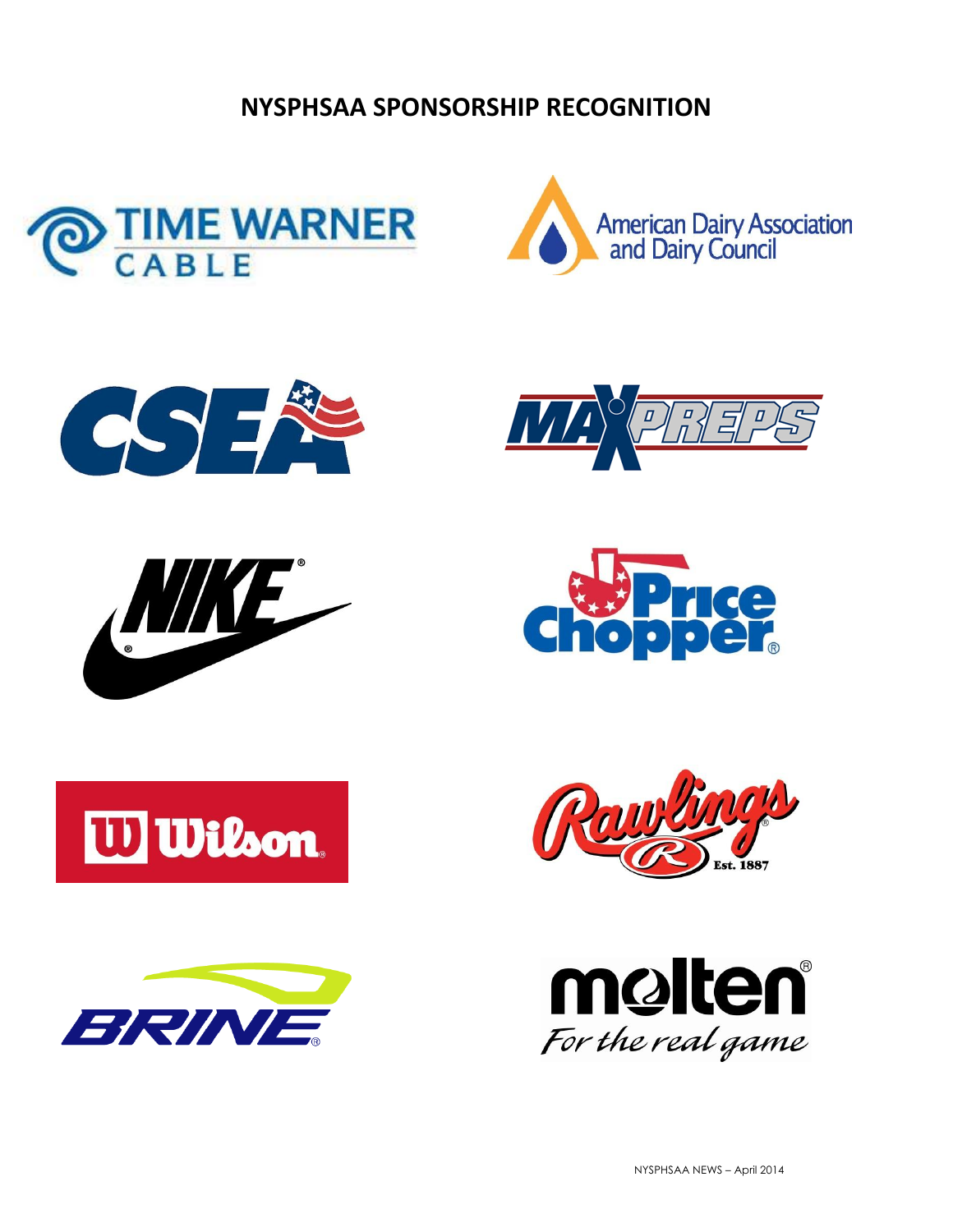## NYSPHSAA SPONSORSHIP RECOGNITION

TIME WARNER CABLE

American Dairy Association and Dairy Council

CSEA

MAXPREPS

NIKE®

Price Chopper®

Wilson®

Rawlings® Est. 1887

BRINE®

molten® For the real game